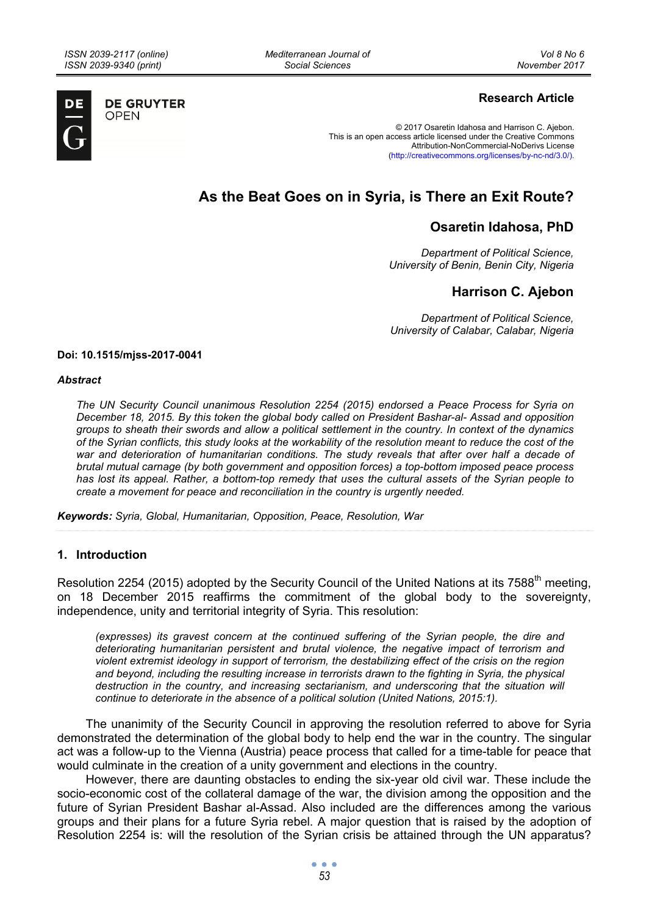**Research Article**

© 2017 Osaretin Idahosa and Harrison C. Ajebon.
This is an open access article licensed under the Creative Commons Attribution-NonCommercial-NoDerivs License (http://creativecommons.org/licenses/by-nc-nd/3.0/).

# As the Beat Goes on in Syria, is There an Exit Route?

## Osaretin Idahosa, PhD

*Department of Political Science, University of Benin, Benin City, Nigeria*

## Harrison C. Ajebon

*Department of Political Science, University of Calabar, Calabar, Nigeria*

**Doi: 10.1515/mjss-2017-0041**

### *Abstract*

*The UN Security Council unanimous Resolution 2254 (2015) endorsed a Peace Process for Syria on December 18, 2015. By this token the global body called on President Bashar-al- Assad and opposition groups to sheath their swords and allow a political settlement in the country. In context of the dynamics of the Syrian conflicts, this study looks at the workability of the resolution meant to reduce the cost of the war and deterioration of humanitarian conditions. The study reveals that after over half a decade of brutal mutual carnage (by both government and opposition forces) a top-bottom imposed peace process has lost its appeal. Rather, a bottom-top remedy that uses the cultural assets of the Syrian people to create a movement for peace and reconciliation in the country is urgently needed.*

***Keywords:*** *Syria, Global, Humanitarian, Opposition, Peace, Resolution, War*

## 1. Introduction

Resolution 2254 (2015) adopted by the Security Council of the United Nations at its 7588th meeting, on 18 December 2015 reaffirms the commitment of the global body to the sovereignty, independence, unity and territorial integrity of Syria. This resolution:

> *(expresses) its gravest concern at the continued suffering of the Syrian people, the dire and deteriorating humanitarian persistent and brutal violence, the negative impact of terrorism and violent extremist ideology in support of terrorism, the destabilizing effect of the crisis on the region and beyond, including the resulting increase in terrorists drawn to the fighting in Syria, the physical destruction in the country, and increasing sectarianism, and underscoring that the situation will continue to deteriorate in the absence of a political solution (United Nations, 2015:1).*

The unanimity of the Security Council in approving the resolution referred to above for Syria demonstrated the determination of the global body to help end the war in the country. The singular act was a follow-up to the Vienna (Austria) peace process that called for a time-table for peace that would culminate in the creation of a unity government and elections in the country.

However, there are daunting obstacles to ending the six-year old civil war. These include the socio-economic cost of the collateral damage of the war, the division among the opposition and the future of Syrian President Bashar al-Assad. Also included are the differences among the various groups and their plans for a future Syria rebel. A major question that is raised by the adoption of Resolution 2254 is: will the resolution of the Syrian crisis be attained through the UN apparatus?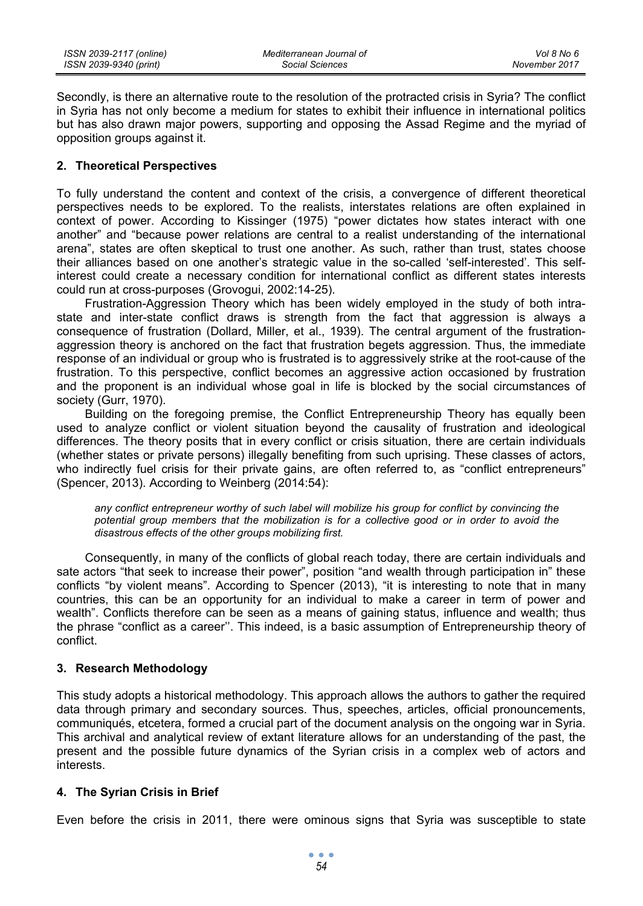Secondly, is there an alternative route to the resolution of the protracted crisis in Syria? The conflict in Syria has not only become a medium for states to exhibit their influence in international politics but has also drawn major powers, supporting and opposing the Assad Regime and the myriad of opposition groups against it.

## 2. Theoretical Perspectives

To fully understand the content and context of the crisis, a convergence of different theoretical perspectives needs to be explored. To the realists, interstates relations are often explained in context of power. According to Kissinger (1975) "power dictates how states interact with one another" and "because power relations are central to a realist understanding of the international arena", states are often skeptical to trust one another. As such, rather than trust, states choose their alliances based on one another's strategic value in the so-called 'self-interested'. This self-interest could create a necessary condition for international conflict as different states interests could run at cross-purposes (Grovogui, 2002:14-25).

Frustration-Aggression Theory which has been widely employed in the study of both intra-state and inter-state conflict draws is strength from the fact that aggression is always a consequence of frustration (Dollard, Miller, et al., 1939). The central argument of the frustration-aggression theory is anchored on the fact that frustration begets aggression. Thus, the immediate response of an individual or group who is frustrated is to aggressively strike at the root-cause of the frustration. To this perspective, conflict becomes an aggressive action occasioned by frustration and the proponent is an individual whose goal in life is blocked by the social circumstances of society (Gurr, 1970).

Building on the foregoing premise, the Conflict Entrepreneurship Theory has equally been used to analyze conflict or violent situation beyond the causality of frustration and ideological differences. The theory posits that in every conflict or crisis situation, there are certain individuals (whether states or private persons) illegally benefiting from such uprising. These classes of actors, who indirectly fuel crisis for their private gains, are often referred to, as "conflict entrepreneurs" (Spencer, 2013). According to Weinberg (2014:54):

> *any conflict entrepreneur worthy of such label will mobilize his group for conflict by convincing the potential group members that the mobilization is for a collective good or in order to avoid the disastrous effects of the other groups mobilizing first.*

Consequently, in many of the conflicts of global reach today, there are certain individuals and sate actors "that seek to increase their power", position "and wealth through participation in" these conflicts "by violent means". According to Spencer (2013), "it is interesting to note that in many countries, this can be an opportunity for an individual to make a career in term of power and wealth". Conflicts therefore can be seen as a means of gaining status, influence and wealth; thus the phrase "conflict as a career''. This indeed, is a basic assumption of Entrepreneurship theory of conflict.

## 3. Research Methodology

This study adopts a historical methodology. This approach allows the authors to gather the required data through primary and secondary sources. Thus, speeches, articles, official pronouncements, communiqués, etcetera, formed a crucial part of the document analysis on the ongoing war in Syria. This archival and analytical review of extant literature allows for an understanding of the past, the present and the possible future dynamics of the Syrian crisis in a complex web of actors and interests.

## 4. The Syrian Crisis in Brief

Even before the crisis in 2011, there were ominous signs that Syria was susceptible to state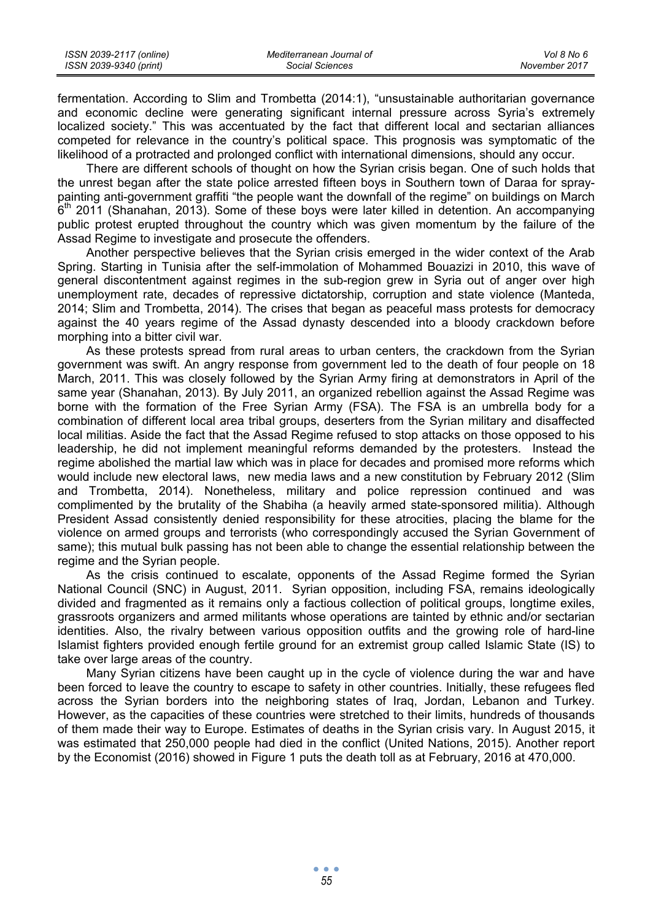fermentation. According to Slim and Trombetta (2014:1), "unsustainable authoritarian governance and economic decline were generating significant internal pressure across Syria's extremely localized society." This was accentuated by the fact that different local and sectarian alliances competed for relevance in the country's political space. This prognosis was symptomatic of the likelihood of a protracted and prolonged conflict with international dimensions, should any occur.

There are different schools of thought on how the Syrian crisis began. One of such holds that the unrest began after the state police arrested fifteen boys in Southern town of Daraa for spray-painting anti-government graffiti "the people want the downfall of the regime" on buildings on March 6th 2011 (Shanahan, 2013). Some of these boys were later killed in detention. An accompanying public protest erupted throughout the country which was given momentum by the failure of the Assad Regime to investigate and prosecute the offenders.

Another perspective believes that the Syrian crisis emerged in the wider context of the Arab Spring. Starting in Tunisia after the self-immolation of Mohammed Bouazizi in 2010, this wave of general discontentment against regimes in the sub-region grew in Syria out of anger over high unemployment rate, decades of repressive dictatorship, corruption and state violence (Manteda, 2014; Slim and Trombetta, 2014). The crises that began as peaceful mass protests for democracy against the 40 years regime of the Assad dynasty descended into a bloody crackdown before morphing into a bitter civil war.

As these protests spread from rural areas to urban centers, the crackdown from the Syrian government was swift. An angry response from government led to the death of four people on 18 March, 2011. This was closely followed by the Syrian Army firing at demonstrators in April of the same year (Shanahan, 2013). By July 2011, an organized rebellion against the Assad Regime was borne with the formation of the Free Syrian Army (FSA). The FSA is an umbrella body for a combination of different local area tribal groups, deserters from the Syrian military and disaffected local militias. Aside the fact that the Assad Regime refused to stop attacks on those opposed to his leadership, he did not implement meaningful reforms demanded by the protesters. Instead the regime abolished the martial law which was in place for decades and promised more reforms which would include new electoral laws, new media laws and a new constitution by February 2012 (Slim and Trombetta, 2014). Nonetheless, military and police repression continued and was complimented by the brutality of the Shabiha (a heavily armed state-sponsored militia). Although President Assad consistently denied responsibility for these atrocities, placing the blame for the violence on armed groups and terrorists (who correspondingly accused the Syrian Government of same); this mutual bulk passing has not been able to change the essential relationship between the regime and the Syrian people.

As the crisis continued to escalate, opponents of the Assad Regime formed the Syrian National Council (SNC) in August, 2011. Syrian opposition, including FSA, remains ideologically divided and fragmented as it remains only a factious collection of political groups, longtime exiles, grassroots organizers and armed militants whose operations are tainted by ethnic and/or sectarian identities. Also, the rivalry between various opposition outfits and the growing role of hard-line Islamist fighters provided enough fertile ground for an extremist group called Islamic State (IS) to take over large areas of the country.

Many Syrian citizens have been caught up in the cycle of violence during the war and have been forced to leave the country to escape to safety in other countries. Initially, these refugees fled across the Syrian borders into the neighboring states of Iraq, Jordan, Lebanon and Turkey. However, as the capacities of these countries were stretched to their limits, hundreds of thousands of them made their way to Europe. Estimates of deaths in the Syrian crisis vary. In August 2015, it was estimated that 250,000 people had died in the conflict (United Nations, 2015). Another report by the Economist (2016) showed in Figure 1 puts the death toll as at February, 2016 at 470,000.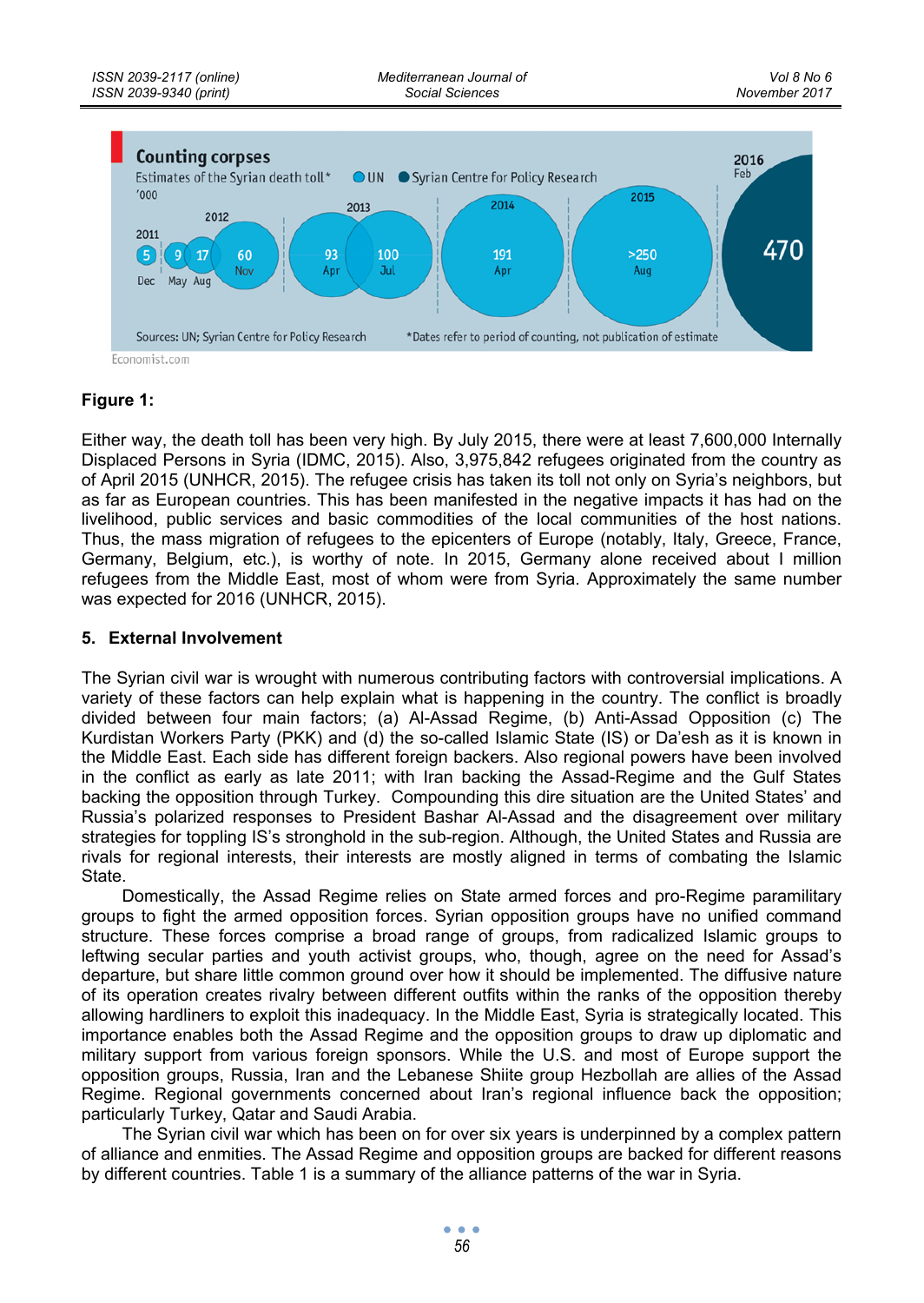**Figure 1:**

Either way, the death toll has been very high. By July 2015, there were at least 7,600,000 Internally Displaced Persons in Syria (IDMC, 2015). Also, 3,975,842 refugees originated from the country as of April 2015 (UNHCR, 2015). The refugee crisis has taken its toll not only on Syria's neighbors, but as far as European countries. This has been manifested in the negative impacts it has had on the livelihood, public services and basic commodities of the local communities of the host nations. Thus, the mass migration of refugees to the epicenters of Europe (notably, Italy, Greece, France, Germany, Belgium, etc.), is worthy of note. In 2015, Germany alone received about I million refugees from the Middle East, most of whom were from Syria. Approximately the same number was expected for 2016 (UNHCR, 2015).

### 5. External Involvement

The Syrian civil war is wrought with numerous contributing factors with controversial implications. A variety of these factors can help explain what is happening in the country. The conflict is broadly divided between four main factors; (a) Al-Assad Regime, (b) Anti-Assad Opposition (c) The Kurdistan Workers Party (PKK) and (d) the so-called Islamic State (IS) or Da'esh as it is known in the Middle East. Each side has different foreign backers. Also regional powers have been involved in the conflict as early as late 2011; with Iran backing the Assad-Regime and the Gulf States backing the opposition through Turkey. Compounding this dire situation are the United States' and Russia's polarized responses to President Bashar Al-Assad and the disagreement over military strategies for toppling IS's stronghold in the sub-region. Although, the United States and Russia are rivals for regional interests, their interests are mostly aligned in terms of combating the Islamic State.

Domestically, the Assad Regime relies on State armed forces and pro-Regime paramilitary groups to fight the armed opposition forces. Syrian opposition groups have no unified command structure. These forces comprise a broad range of groups, from radicalized Islamic groups to leftwing secular parties and youth activist groups, who, though, agree on the need for Assad's departure, but share little common ground over how it should be implemented. The diffusive nature of its operation creates rivalry between different outfits within the ranks of the opposition thereby allowing hardliners to exploit this inadequacy. In the Middle East, Syria is strategically located. This importance enables both the Assad Regime and the opposition groups to draw up diplomatic and military support from various foreign sponsors. While the U.S. and most of Europe support the opposition groups, Russia, Iran and the Lebanese Shiite group Hezbollah are allies of the Assad Regime. Regional governments concerned about Iran's regional influence back the opposition; particularly Turkey, Qatar and Saudi Arabia.

The Syrian civil war which has been on for over six years is underpinned by a complex pattern of alliance and enmities. The Assad Regime and opposition groups are backed for different reasons by different countries. Table 1 is a summary of the alliance patterns of the war in Syria.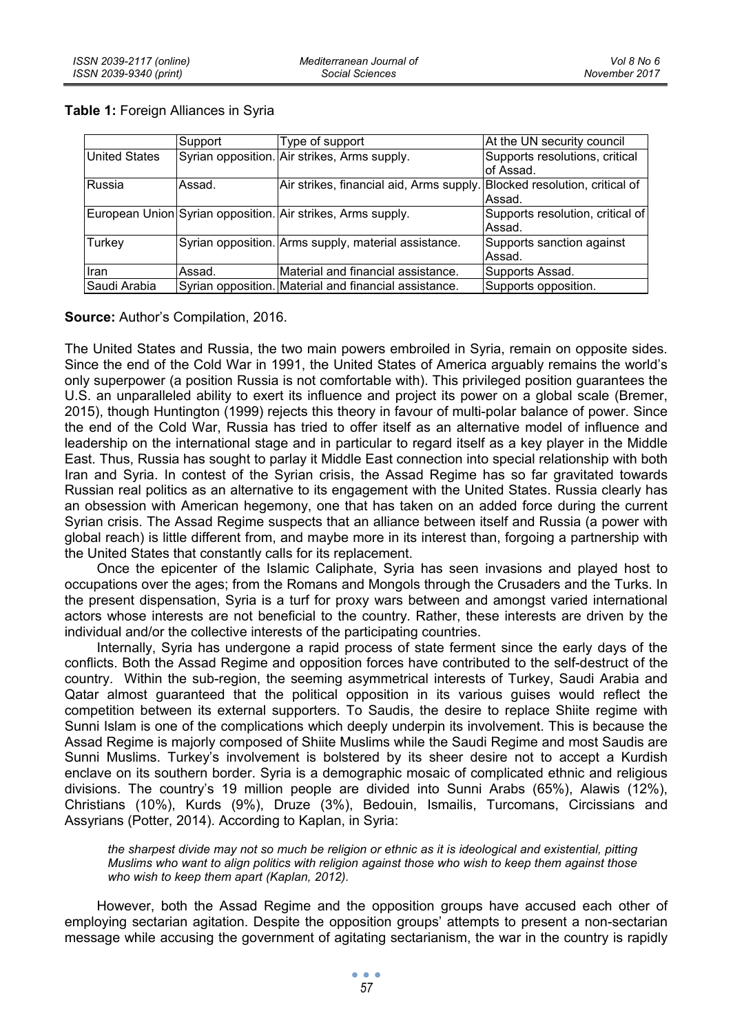**Table 1:** Foreign Alliances in Syria

| | Support | Type of support | At the UN security council |
|---|---|---|---|
| United States | Syrian opposition. | Air strikes, Arms supply. | Supports resolutions, critical of Assad. |
| Russia | Assad. | Air strikes, financial aid, Arms supply. | Blocked resolution, critical of Assad. |
| European Union | Syrian opposition. | Air strikes, Arms supply. | Supports resolution, critical of Assad. |
| Turkey | Syrian opposition. | Arms supply, material assistance. | Supports sanction against Assad. |
| Iran | Assad. | Material and financial assistance. | Supports Assad. |
| Saudi Arabia | Syrian opposition. | Material and financial assistance. | Supports opposition. |

**Source:** Author's Compilation, 2016.

The United States and Russia, the two main powers embroiled in Syria, remain on opposite sides. Since the end of the Cold War in 1991, the United States of America arguably remains the world's only superpower (a position Russia is not comfortable with). This privileged position guarantees the U.S. an unparalleled ability to exert its influence and project its power on a global scale (Bremer, 2015), though Huntington (1999) rejects this theory in favour of multi-polar balance of power. Since the end of the Cold War, Russia has tried to offer itself as an alternative model of influence and leadership on the international stage and in particular to regard itself as a key player in the Middle East. Thus, Russia has sought to parlay it Middle East connection into special relationship with both Iran and Syria. In contest of the Syrian crisis, the Assad Regime has so far gravitated towards Russian real politics as an alternative to its engagement with the United States. Russia clearly has an obsession with American hegemony, one that has taken on an added force during the current Syrian crisis. The Assad Regime suspects that an alliance between itself and Russia (a power with global reach) is little different from, and maybe more in its interest than, forgoing a partnership with the United States that constantly calls for its replacement.

Once the epicenter of the Islamic Caliphate, Syria has seen invasions and played host to occupations over the ages; from the Romans and Mongols through the Crusaders and the Turks. In the present dispensation, Syria is a turf for proxy wars between and amongst varied international actors whose interests are not beneficial to the country. Rather, these interests are driven by the individual and/or the collective interests of the participating countries.

Internally, Syria has undergone a rapid process of state ferment since the early days of the conflicts. Both the Assad Regime and opposition forces have contributed to the self-destruct of the country. Within the sub-region, the seeming asymmetrical interests of Turkey, Saudi Arabia and Qatar almost guaranteed that the political opposition in its various guises would reflect the competition between its external supporters. To Saudis, the desire to replace Shiite regime with Sunni Islam is one of the complications which deeply underpin its involvement. This is because the Assad Regime is majorly composed of Shiite Muslims while the Saudi Regime and most Saudis are Sunni Muslims. Turkey's involvement is bolstered by its sheer desire not to accept a Kurdish enclave on its southern border. Syria is a demographic mosaic of complicated ethnic and religious divisions. The country's 19 million people are divided into Sunni Arabs (65%), Alawis (12%), Christians (10%), Kurds (9%), Druze (3%), Bedouin, Ismailis, Turcomans, Circissians and Assyrians (Potter, 2014). According to Kaplan, in Syria:

> *the sharpest divide may not so much be religion or ethnic as it is ideological and existential, pitting Muslims who want to align politics with religion against those who wish to keep them against those who wish to keep them apart (Kaplan, 2012).*

However, both the Assad Regime and the opposition groups have accused each other of employing sectarian agitation. Despite the opposition groups' attempts to present a non-sectarian message while accusing the government of agitating sectarianism, the war in the country is rapidly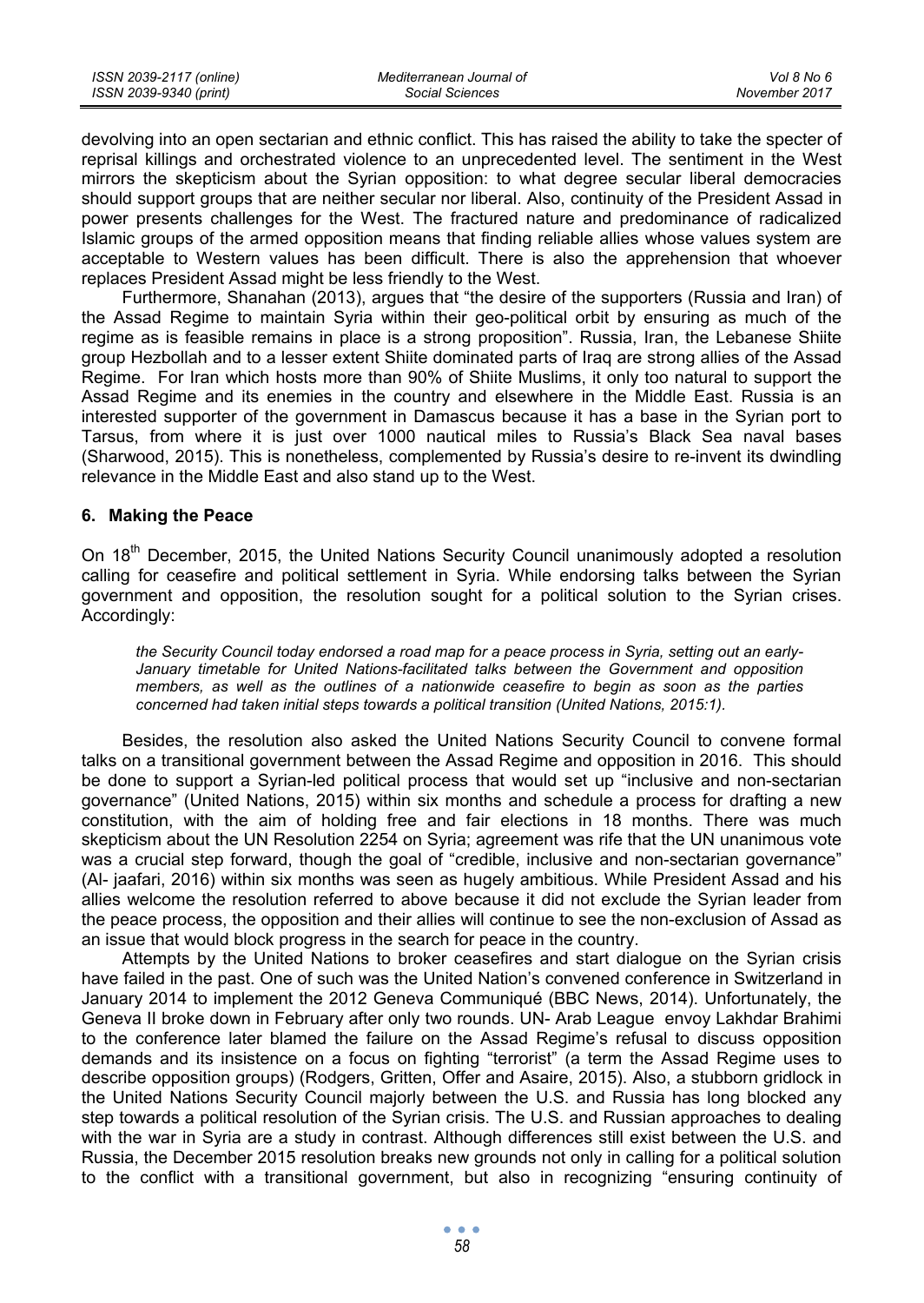devolving into an open sectarian and ethnic conflict. This has raised the ability to take the specter of reprisal killings and orchestrated violence to an unprecedented level. The sentiment in the West mirrors the skepticism about the Syrian opposition: to what degree secular liberal democracies should support groups that are neither secular nor liberal. Also, continuity of the President Assad in power presents challenges for the West. The fractured nature and predominance of radicalized Islamic groups of the armed opposition means that finding reliable allies whose values system are acceptable to Western values has been difficult. There is also the apprehension that whoever replaces President Assad might be less friendly to the West.

Furthermore, Shanahan (2013), argues that "the desire of the supporters (Russia and Iran) of the Assad Regime to maintain Syria within their geo-political orbit by ensuring as much of the regime as is feasible remains in place is a strong proposition". Russia, Iran, the Lebanese Shiite group Hezbollah and to a lesser extent Shiite dominated parts of Iraq are strong allies of the Assad Regime. For Iran which hosts more than 90% of Shiite Muslims, it only too natural to support the Assad Regime and its enemies in the country and elsewhere in the Middle East. Russia is an interested supporter of the government in Damascus because it has a base in the Syrian port to Tarsus, from where it is just over 1000 nautical miles to Russia's Black Sea naval bases (Sharwood, 2015). This is nonetheless, complemented by Russia's desire to re-invent its dwindling relevance in the Middle East and also stand up to the West.

## 6. Making the Peace

On 18th December, 2015, the United Nations Security Council unanimously adopted a resolution calling for ceasefire and political settlement in Syria. While endorsing talks between the Syrian government and opposition, the resolution sought for a political solution to the Syrian crises. Accordingly:

> *the Security Council today endorsed a road map for a peace process in Syria, setting out an early-January timetable for United Nations-facilitated talks between the Government and opposition members, as well as the outlines of a nationwide ceasefire to begin as soon as the parties concerned had taken initial steps towards a political transition (United Nations, 2015:1).*

Besides, the resolution also asked the United Nations Security Council to convene formal talks on a transitional government between the Assad Regime and opposition in 2016. This should be done to support a Syrian-led political process that would set up "inclusive and non-sectarian governance" (United Nations, 2015) within six months and schedule a process for drafting a new constitution, with the aim of holding free and fair elections in 18 months. There was much skepticism about the UN Resolution 2254 on Syria; agreement was rife that the UN unanimous vote was a crucial step forward, though the goal of "credible, inclusive and non-sectarian governance" (Al- jaafari, 2016) within six months was seen as hugely ambitious. While President Assad and his allies welcome the resolution referred to above because it did not exclude the Syrian leader from the peace process, the opposition and their allies will continue to see the non-exclusion of Assad as an issue that would block progress in the search for peace in the country.

Attempts by the United Nations to broker ceasefires and start dialogue on the Syrian crisis have failed in the past. One of such was the United Nation's convened conference in Switzerland in January 2014 to implement the 2012 Geneva Communiqué (BBC News, 2014). Unfortunately, the Geneva II broke down in February after only two rounds. UN- Arab League envoy Lakhdar Brahimi to the conference later blamed the failure on the Assad Regime's refusal to discuss opposition demands and its insistence on a focus on fighting "terrorist" (a term the Assad Regime uses to describe opposition groups) (Rodgers, Gritten, Offer and Asaire, 2015). Also, a stubborn gridlock in the United Nations Security Council majorly between the U.S. and Russia has long blocked any step towards a political resolution of the Syrian crisis. The U.S. and Russian approaches to dealing with the war in Syria are a study in contrast. Although differences still exist between the U.S. and Russia, the December 2015 resolution breaks new grounds not only in calling for a political solution to the conflict with a transitional government, but also in recognizing "ensuring continuity of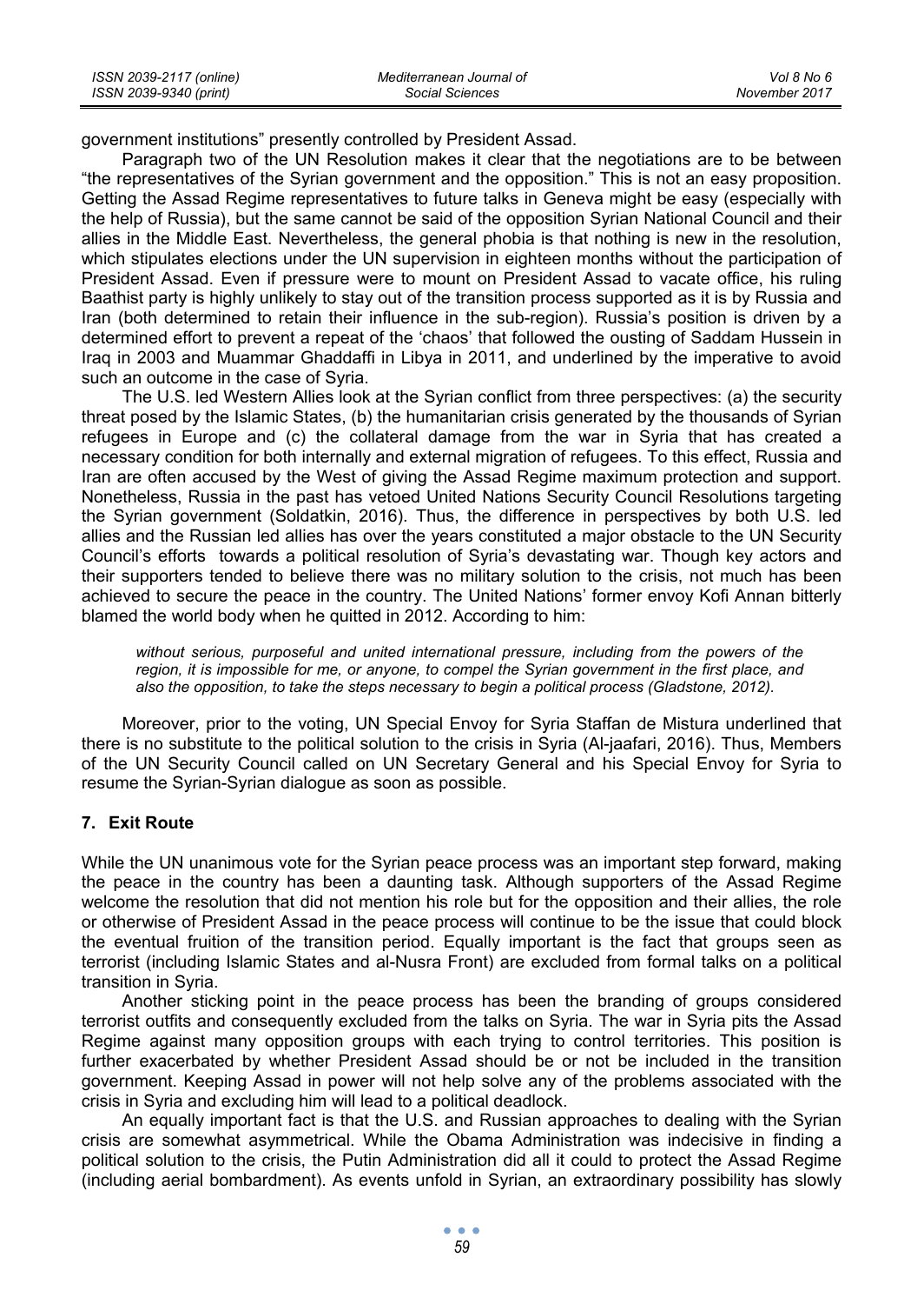government institutions" presently controlled by President Assad.

Paragraph two of the UN Resolution makes it clear that the negotiations are to be between "the representatives of the Syrian government and the opposition." This is not an easy proposition. Getting the Assad Regime representatives to future talks in Geneva might be easy (especially with the help of Russia), but the same cannot be said of the opposition Syrian National Council and their allies in the Middle East. Nevertheless, the general phobia is that nothing is new in the resolution, which stipulates elections under the UN supervision in eighteen months without the participation of President Assad. Even if pressure were to mount on President Assad to vacate office, his ruling Baathist party is highly unlikely to stay out of the transition process supported as it is by Russia and Iran (both determined to retain their influence in the sub-region). Russia's position is driven by a determined effort to prevent a repeat of the 'chaos' that followed the ousting of Saddam Hussein in Iraq in 2003 and Muammar Ghaddaffi in Libya in 2011, and underlined by the imperative to avoid such an outcome in the case of Syria.

The U.S. led Western Allies look at the Syrian conflict from three perspectives: (a) the security threat posed by the Islamic States, (b) the humanitarian crisis generated by the thousands of Syrian refugees in Europe and (c) the collateral damage from the war in Syria that has created a necessary condition for both internally and external migration of refugees. To this effect, Russia and Iran are often accused by the West of giving the Assad Regime maximum protection and support. Nonetheless, Russia in the past has vetoed United Nations Security Council Resolutions targeting the Syrian government (Soldatkin, 2016). Thus, the difference in perspectives by both U.S. led allies and the Russian led allies has over the years constituted a major obstacle to the UN Security Council's efforts towards a political resolution of Syria's devastating war. Though key actors and their supporters tended to believe there was no military solution to the crisis, not much has been achieved to secure the peace in the country. The United Nations' former envoy Kofi Annan bitterly blamed the world body when he quitted in 2012. According to him:

> *without serious, purposeful and united international pressure, including from the powers of the region, it is impossible for me, or anyone, to compel the Syrian government in the first place, and also the opposition, to take the steps necessary to begin a political process (Gladstone, 2012).*

Moreover, prior to the voting, UN Special Envoy for Syria Staffan de Mistura underlined that there is no substitute to the political solution to the crisis in Syria (Al-jaafari, 2016). Thus, Members of the UN Security Council called on UN Secretary General and his Special Envoy for Syria to resume the Syrian-Syrian dialogue as soon as possible.

## 7. Exit Route

While the UN unanimous vote for the Syrian peace process was an important step forward, making the peace in the country has been a daunting task. Although supporters of the Assad Regime welcome the resolution that did not mention his role but for the opposition and their allies, the role or otherwise of President Assad in the peace process will continue to be the issue that could block the eventual fruition of the transition period. Equally important is the fact that groups seen as terrorist (including Islamic States and al-Nusra Front) are excluded from formal talks on a political transition in Syria.

Another sticking point in the peace process has been the branding of groups considered terrorist outfits and consequently excluded from the talks on Syria. The war in Syria pits the Assad Regime against many opposition groups with each trying to control territories. This position is further exacerbated by whether President Assad should be or not be included in the transition government. Keeping Assad in power will not help solve any of the problems associated with the crisis in Syria and excluding him will lead to a political deadlock.

An equally important fact is that the U.S. and Russian approaches to dealing with the Syrian crisis are somewhat asymmetrical. While the Obama Administration was indecisive in finding a political solution to the crisis, the Putin Administration did all it could to protect the Assad Regime (including aerial bombardment). As events unfold in Syrian, an extraordinary possibility has slowly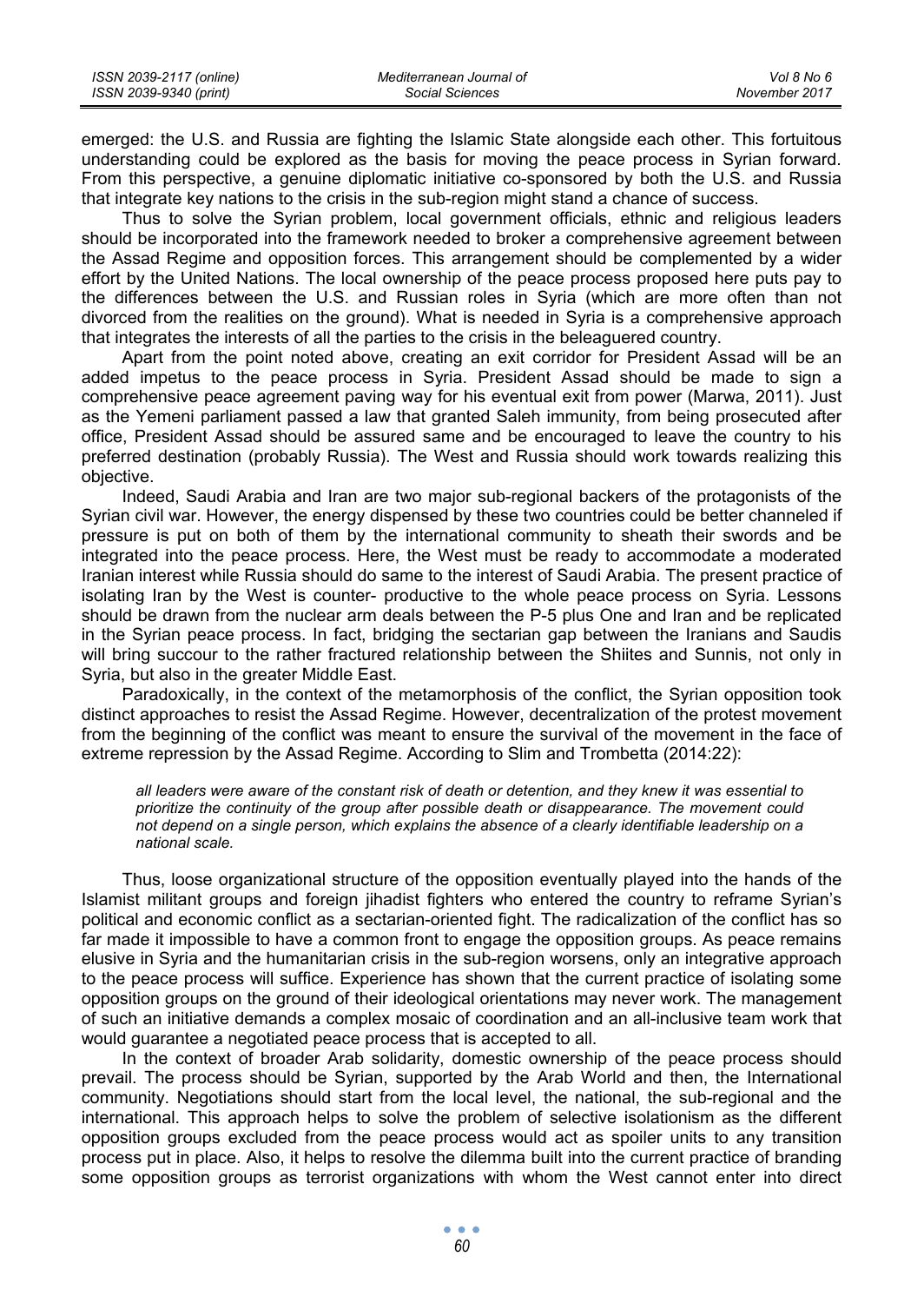emerged: the U.S. and Russia are fighting the Islamic State alongside each other. This fortuitous understanding could be explored as the basis for moving the peace process in Syrian forward. From this perspective, a genuine diplomatic initiative co-sponsored by both the U.S. and Russia that integrate key nations to the crisis in the sub-region might stand a chance of success.

Thus to solve the Syrian problem, local government officials, ethnic and religious leaders should be incorporated into the framework needed to broker a comprehensive agreement between the Assad Regime and opposition forces. This arrangement should be complemented by a wider effort by the United Nations. The local ownership of the peace process proposed here puts pay to the differences between the U.S. and Russian roles in Syria (which are more often than not divorced from the realities on the ground). What is needed in Syria is a comprehensive approach that integrates the interests of all the parties to the crisis in the beleaguered country.

Apart from the point noted above, creating an exit corridor for President Assad will be an added impetus to the peace process in Syria. President Assad should be made to sign a comprehensive peace agreement paving way for his eventual exit from power (Marwa, 2011). Just as the Yemeni parliament passed a law that granted Saleh immunity, from being prosecuted after office, President Assad should be assured same and be encouraged to leave the country to his preferred destination (probably Russia). The West and Russia should work towards realizing this objective.

Indeed, Saudi Arabia and Iran are two major sub-regional backers of the protagonists of the Syrian civil war. However, the energy dispensed by these two countries could be better channeled if pressure is put on both of them by the international community to sheath their swords and be integrated into the peace process. Here, the West must be ready to accommodate a moderated Iranian interest while Russia should do same to the interest of Saudi Arabia. The present practice of isolating Iran by the West is counter- productive to the whole peace process on Syria. Lessons should be drawn from the nuclear arm deals between the P-5 plus One and Iran and be replicated in the Syrian peace process. In fact, bridging the sectarian gap between the Iranians and Saudis will bring succour to the rather fractured relationship between the Shiites and Sunnis, not only in Syria, but also in the greater Middle East.

Paradoxically, in the context of the metamorphosis of the conflict, the Syrian opposition took distinct approaches to resist the Assad Regime. However, decentralization of the protest movement from the beginning of the conflict was meant to ensure the survival of the movement in the face of extreme repression by the Assad Regime. According to Slim and Trombetta (2014:22):

> *all leaders were aware of the constant risk of death or detention, and they knew it was essential to prioritize the continuity of the group after possible death or disappearance. The movement could not depend on a single person, which explains the absence of a clearly identifiable leadership on a national scale.*

Thus, loose organizational structure of the opposition eventually played into the hands of the Islamist militant groups and foreign jihadist fighters who entered the country to reframe Syrian's political and economic conflict as a sectarian-oriented fight. The radicalization of the conflict has so far made it impossible to have a common front to engage the opposition groups. As peace remains elusive in Syria and the humanitarian crisis in the sub-region worsens, only an integrative approach to the peace process will suffice. Experience has shown that the current practice of isolating some opposition groups on the ground of their ideological orientations may never work. The management of such an initiative demands a complex mosaic of coordination and an all-inclusive team work that would guarantee a negotiated peace process that is accepted to all.

In the context of broader Arab solidarity, domestic ownership of the peace process should prevail. The process should be Syrian, supported by the Arab World and then, the International community. Negotiations should start from the local level, the national, the sub-regional and the international. This approach helps to solve the problem of selective isolationism as the different opposition groups excluded from the peace process would act as spoiler units to any transition process put in place. Also, it helps to resolve the dilemma built into the current practice of branding some opposition groups as terrorist organizations with whom the West cannot enter into direct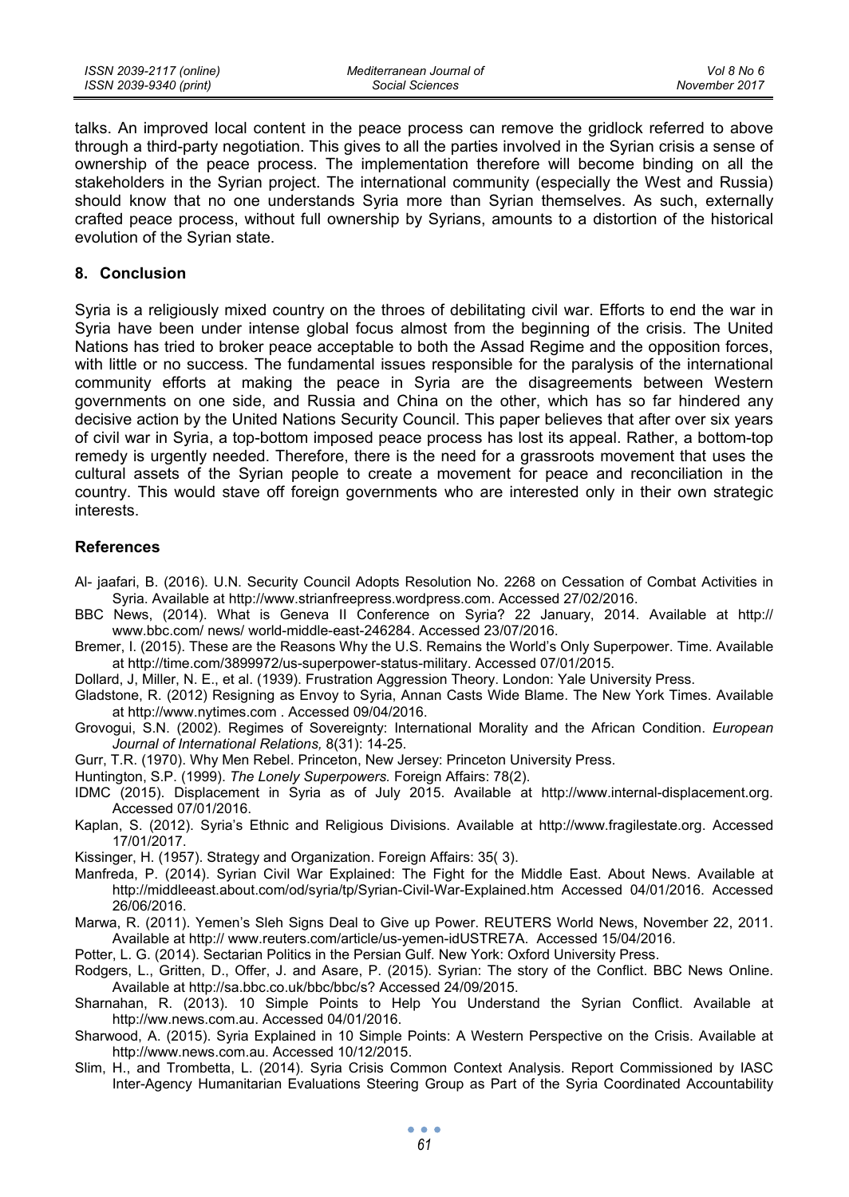talks. An improved local content in the peace process can remove the gridlock referred to above through a third-party negotiation. This gives to all the parties involved in the Syrian crisis a sense of ownership of the peace process. The implementation therefore will become binding on all the stakeholders in the Syrian project. The international community (especially the West and Russia) should know that no one understands Syria more than Syrian themselves. As such, externally crafted peace process, without full ownership by Syrians, amounts to a distortion of the historical evolution of the Syrian state.

## 8. Conclusion

Syria is a religiously mixed country on the throes of debilitating civil war. Efforts to end the war in Syria have been under intense global focus almost from the beginning of the crisis. The United Nations has tried to broker peace acceptable to both the Assad Regime and the opposition forces, with little or no success. The fundamental issues responsible for the paralysis of the international community efforts at making the peace in Syria are the disagreements between Western governments on one side, and Russia and China on the other, which has so far hindered any decisive action by the United Nations Security Council. This paper believes that after over six years of civil war in Syria, a top-bottom imposed peace process has lost its appeal. Rather, a bottom-top remedy is urgently needed. Therefore, there is the need for a grassroots movement that uses the cultural assets of the Syrian people to create a movement for peace and reconciliation in the country. This would stave off foreign governments who are interested only in their own strategic interests.

## References

Al- jaafari, B. (2016). U.N. Security Council Adopts Resolution No. 2268 on Cessation of Combat Activities in Syria. Available at http://www.strianfreepress.wordpress.com. Accessed 27/02/2016.

BBC News, (2014). What is Geneva II Conference on Syria? 22 January, 2014. Available at http:// www.bbc.com/ news/ world-middle-east-246284. Accessed 23/07/2016.

Bremer, I. (2015). These are the Reasons Why the U.S. Remains the World's Only Superpower. Time. Available at http://time.com/3899972/us-superpower-status-military. Accessed 07/01/2015.

Dollard, J, Miller, N. E., et al. (1939). Frustration Aggression Theory. London: Yale University Press.

Gladstone, R. (2012) Resigning as Envoy to Syria, Annan Casts Wide Blame. The New York Times. Available at http://www.nytimes.com . Accessed 09/04/2016.

Grovogui, S.N. (2002). Regimes of Sovereignty: International Morality and the African Condition. *European Journal of International Relations,* 8(31): 14-25.

Gurr, T.R. (1970). Why Men Rebel. Princeton, New Jersey: Princeton University Press.

Huntington, S.P. (1999). *The Lonely Superpowers.* Foreign Affairs: 78(2).

IDMC (2015). Displacement in Syria as of July 2015. Available at http://www.internal-displacement.org. Accessed 07/01/2016.

Kaplan, S. (2012). Syria's Ethnic and Religious Divisions. Available at http://www.fragilestate.org. Accessed 17/01/2017.

Kissinger, H. (1957). Strategy and Organization. Foreign Affairs: 35( 3).

Manfreda, P. (2014). Syrian Civil War Explained: The Fight for the Middle East. About News. Available at http://middleeast.about.com/od/syria/tp/Syrian-Civil-War-Explained.htm Accessed 04/01/2016. Accessed 26/06/2016.

Marwa, R. (2011). Yemen's Sleh Signs Deal to Give up Power. REUTERS World News, November 22, 2011. Available at http:// www.reuters.com/article/us-yemen-idUSTRE7A. Accessed 15/04/2016.

Potter, L. G. (2014). Sectarian Politics in the Persian Gulf. New York: Oxford University Press.

Rodgers, L., Gritten, D., Offer, J. and Asare, P. (2015). Syrian: The story of the Conflict. BBC News Online. Available at http://sa.bbc.co.uk/bbc/bbc/s? Accessed 24/09/2015.

Sharnahan, R. (2013). 10 Simple Points to Help You Understand the Syrian Conflict. Available at http://ww.news.com.au. Accessed 04/01/2016.

Sharwood, A. (2015). Syria Explained in 10 Simple Points: A Western Perspective on the Crisis. Available at http://www.news.com.au. Accessed 10/12/2015.

Slim, H., and Trombetta, L. (2014). Syria Crisis Common Context Analysis. Report Commissioned by IASC Inter-Agency Humanitarian Evaluations Steering Group as Part of the Syria Coordinated Accountability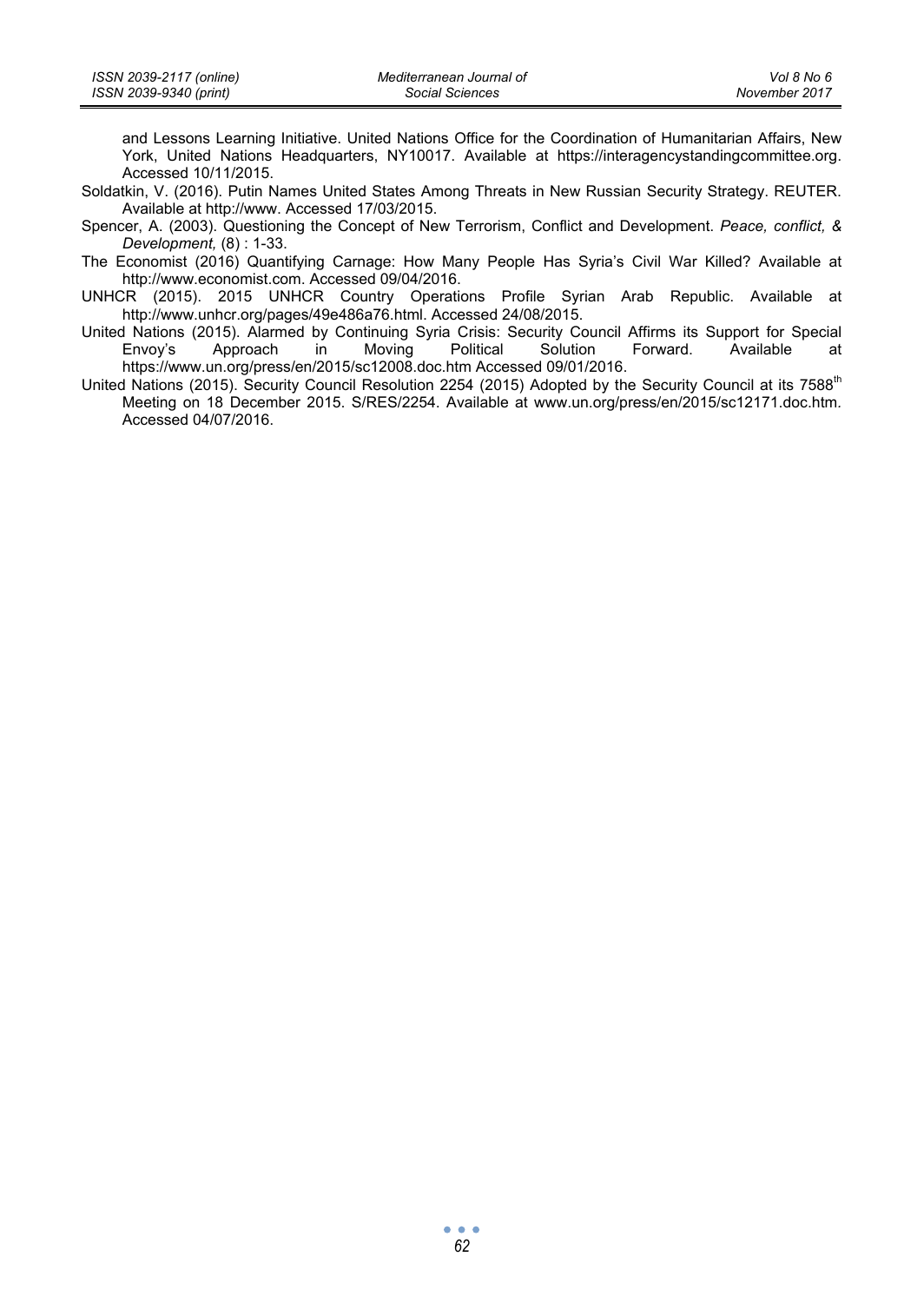and Lessons Learning Initiative. United Nations Office for the Coordination of Humanitarian Affairs, New York, United Nations Headquarters, NY10017. Available at https://interagencystandingcommittee.org. Accessed 10/11/2015.

Soldatkin, V. (2016). Putin Names United States Among Threats in New Russian Security Strategy. REUTER. Available at http://www. Accessed 17/03/2015.

Spencer, A. (2003). Questioning the Concept of New Terrorism, Conflict and Development. *Peace, conflict, & Development,* (8) : 1-33.

The Economist (2016) Quantifying Carnage: How Many People Has Syria's Civil War Killed? Available at http://www.economist.com. Accessed 09/04/2016.

UNHCR (2015). 2015 UNHCR Country Operations Profile Syrian Arab Republic. Available at http://www.unhcr.org/pages/49e486a76.html. Accessed 24/08/2015.

United Nations (2015). Alarmed by Continuing Syria Crisis: Security Council Affirms its Support for Special Envoy's Approach in Moving Political Solution Forward. Available at https://www.un.org/press/en/2015/sc12008.doc.htm Accessed 09/01/2016.

United Nations (2015). Security Council Resolution 2254 (2015) Adopted by the Security Council at its 7588th Meeting on 18 December 2015. S/RES/2254. Available at www.un.org/press/en/2015/sc12171.doc.htm. Accessed 04/07/2016.